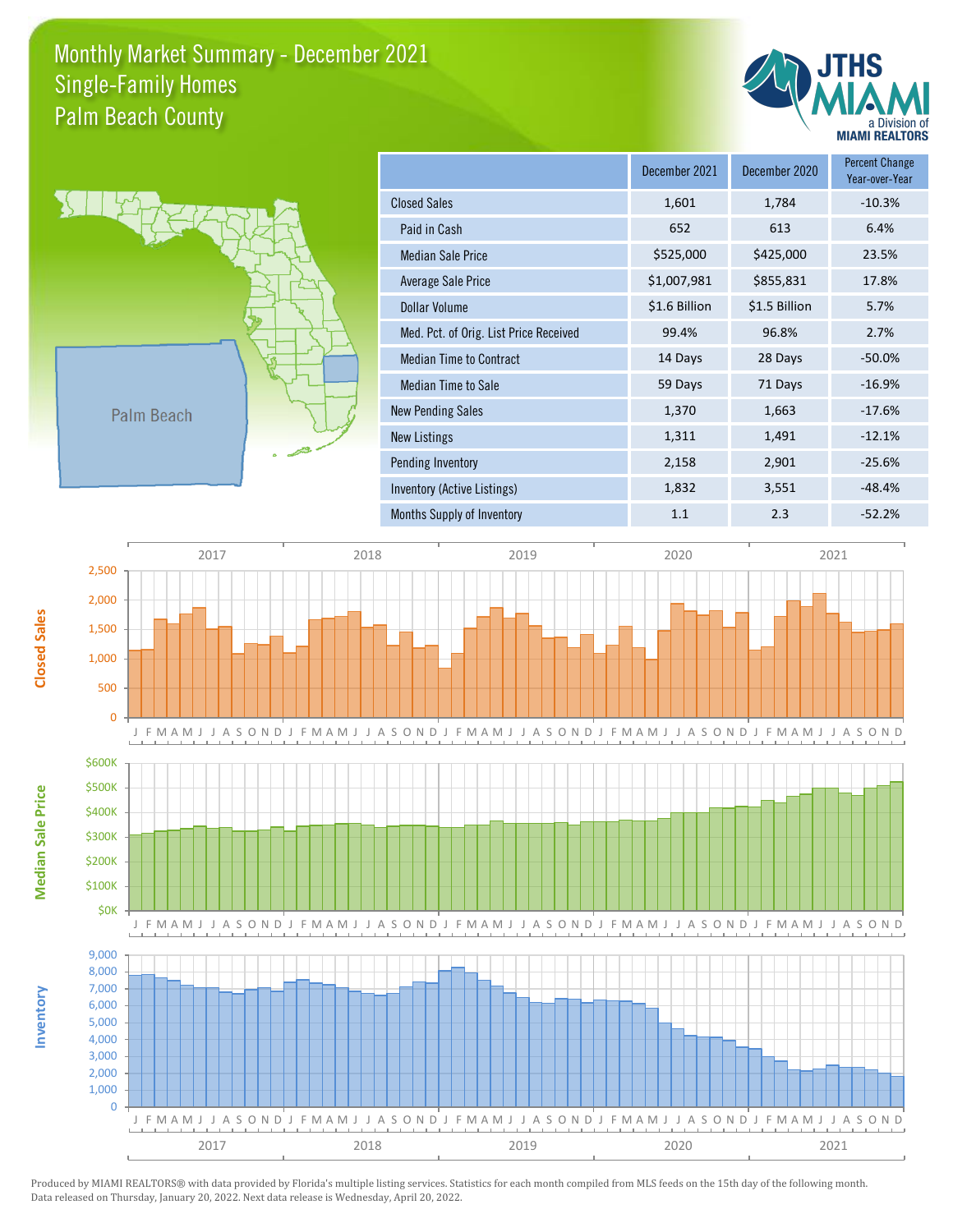# Monthly Market Summary - December 2021
## Single-Family Homes
## Palm Beach County

JTHS MIAMI
a Division of MIAMI REALTORS

Palm Beach

| | December 2021 | December 2020 | Percent Change Year-over-Year |
|---|---|---|---|
| Closed Sales | 1,601 | 1,784 | -10.3% |
| Paid in Cash | 652 | 613 | 6.4% |
| Median Sale Price | $525,000 | $425,000 | 23.5% |
| Average Sale Price | $1,007,981 | $855,831 | 17.8% |
| Dollar Volume | $1.6 Billion | $1.5 Billion | 5.7% |
| Med. Pct. of Orig. List Price Received | 99.4% | 96.8% | 2.7% |
| Median Time to Contract | 14 Days | 28 Days | -50.0% |
| Median Time to Sale | 59 Days | 71 Days | -16.9% |
| New Pending Sales | 1,370 | 1,663 | -17.6% |
| New Listings | 1,311 | 1,491 | -12.1% |
| Pending Inventory | 2,158 | 2,901 | -25.6% |
| Inventory (Active Listings) | 1,832 | 3,551 | -48.4% |
| Months Supply of Inventory | 1.1 | 2.3 | -52.2% |

Closed Sales

Median Sale Price

Inventory

Produced by MIAMI REALTORS® with data provided by Florida's multiple listing services. Statistics for each month compiled from MLS feeds on the 15th day of the following month. Data released on Thursday, January 20, 2022. Next data release is Wednesday, April 20, 2022.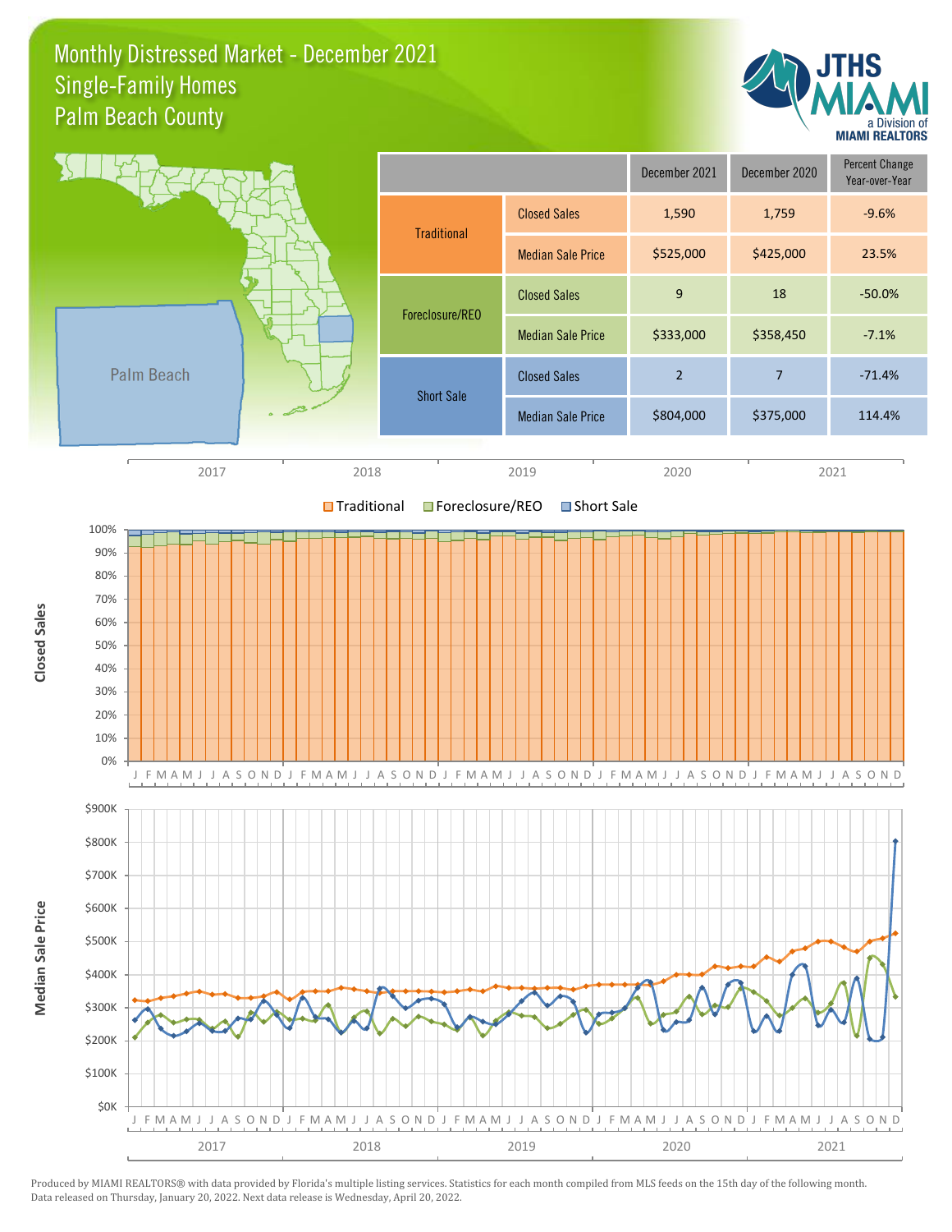# Monthly Distressed Market - December 2021
## Single-Family Homes
## Palm Beach County

JTHS MIAMI
a Division of MIAMI REALTORS

Palm Beach

| | | December 2021 | December 2020 | Percent Change Year-over-Year |
|---|---|---|---|---|
| Traditional | Closed Sales | 1,590 | 1,759 | -9.6% |
| | Median Sale Price | $525,000 | $425,000 | 23.5% |
| Foreclosure/REO | Closed Sales | 9 | 18 | -50.0% |
| | Median Sale Price | $333,000 | $358,450 | -7.1% |
| Short Sale | Closed Sales | 2 | 7 | -71.4% |
| | Median Sale Price | $804,000 | $375,000 | 114.4% |

2017 2018 2019 2020 2021

Traditional Foreclosure/REO Short Sale

Closed Sales

100%
90%
80%
70%
60%
50%
40%
30%
20%
10%
0%

J F M A M J J A S O N D J F M A M J J A S O N D J F M A M J J A S O N D J F M A M J J A S O N D J F M A M J J A S O N D

Median Sale Price

$900K
$800K
$700K
$600K
$500K
$400K
$300K
$200K
$100K
$0K

J F M A M J J A S O N D J F M A M J J A S O N D J F M A M J J A S O N D J F M A M J J A S O N D J F M A M J J A S O N D

2017 2018 2019 2020 2021

Produced by MIAMI REALTORS® with data provided by Florida's multiple listing services. Statistics for each month compiled from MLS feeds on the 15th day of the following month. Data released on Thursday, January 20, 2022. Next data release is Wednesday, April 20, 2022.